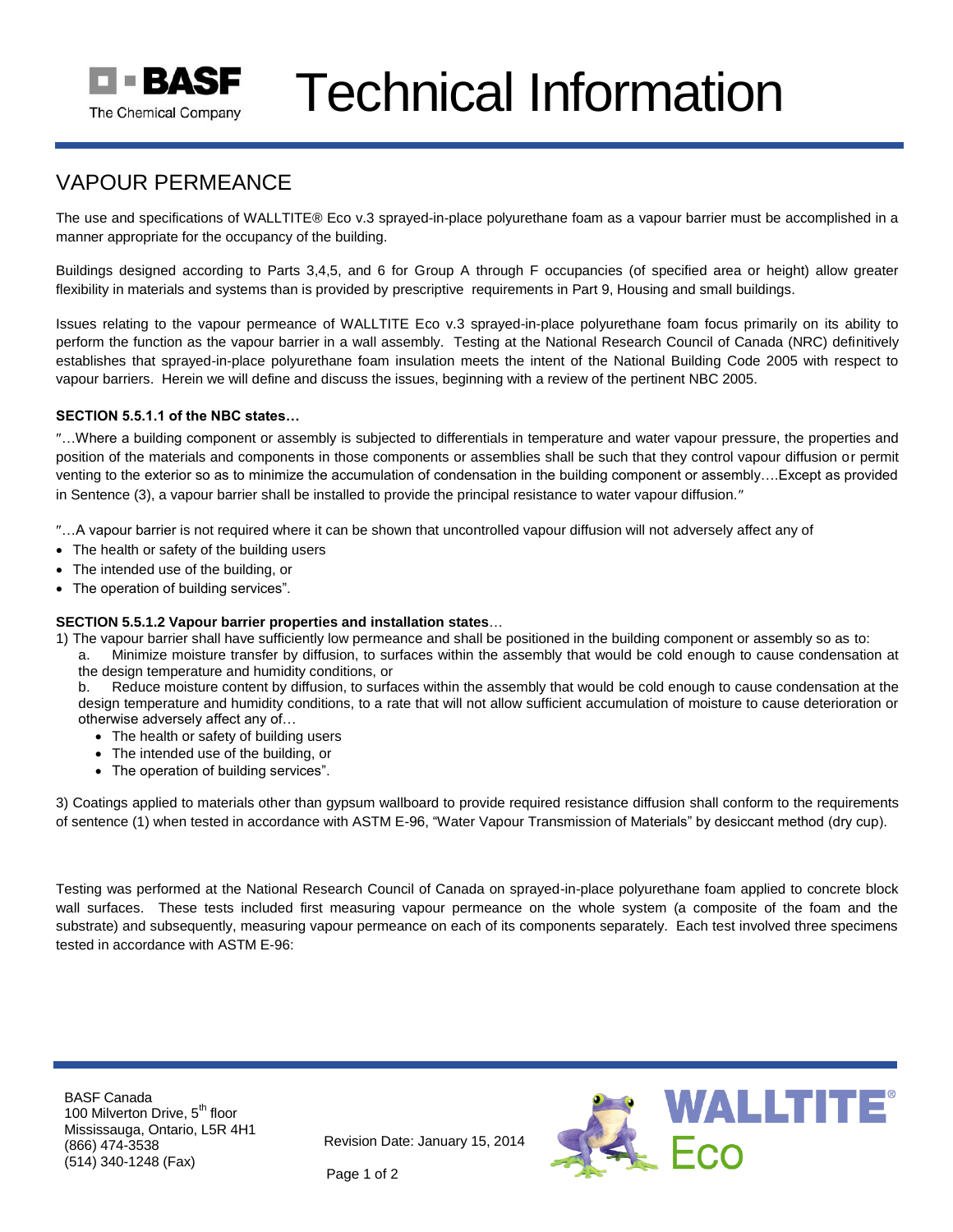# Technical Information

## VAPOUR PERMEANCE

The use and specifications of WALLTITE® Eco v.3 sprayed-in-place polyurethane foam as a vapour barrier must be accomplished in a manner appropriate for the occupancy of the building.

Buildings designed according to Parts 3,4,5, and 6 for Group A through F occupancies (of specified area or height) allow greater flexibility in materials and systems than is provided by prescriptive requirements in Part 9, Housing and small buildings.

Issues relating to the vapour permeance of WALLTITE Eco v.3 sprayed-in-place polyurethane foam focus primarily on its ability to perform the function as the vapour barrier in a wall assembly. Testing at the National Research Council of Canada (NRC) definitively establishes that sprayed-in-place polyurethane foam insulation meets the intent of the National Building Code 2005 with respect to vapour barriers. Herein we will define and discuss the issues, beginning with a review of the pertinent NBC 2005.

**SECTION 5.5.1.1 of the NBC states…**

″…Where a building component or assembly is subjected to differentials in temperature and water vapour pressure, the properties and position of the materials and components in those components or assemblies shall be such that they control vapour diffusion or permit venting to the exterior so as to minimize the accumulation of condensation in the building component or assembly….Except as provided in Sentence (3), a vapour barrier shall be installed to provide the principal resistance to water vapour diffusion.″

″…A vapour barrier is not required where it can be shown that uncontrolled vapour diffusion will not adversely affect any of

- The health or safety of the building users
- The intended use of the building, or
- The operation of building services".

**SECTION 5.5.1.2 Vapour barrier properties and installation states**…

1) The vapour barrier shall have sufficiently low permeance and shall be positioned in the building component or assembly so as to:

   a. Minimize moisture transfer by diffusion, to surfaces within the assembly that would be cold enough to cause condensation at the design temperature and humidity conditions, or

   b. Reduce moisture content by diffusion, to surfaces within the assembly that would be cold enough to cause condensation at the design temperature and humidity conditions, to a rate that will not allow sufficient accumulation of moisture to cause deterioration or otherwise adversely affect any of…

   - The health or safety of building users
   - The intended use of the building, or
   - The operation of building services".

3) Coatings applied to materials other than gypsum wallboard to provide required resistance diffusion shall conform to the requirements of sentence (1) when tested in accordance with ASTM E-96, "Water Vapour Transmission of Materials" by desiccant method (dry cup).

Testing was performed at the National Research Council of Canada on sprayed-in-place polyurethane foam applied to concrete block wall surfaces. These tests included first measuring vapour permeance on the whole system (a composite of the foam and the substrate) and subsequently, measuring vapour permeance on each of its components separately. Each test involved three specimens tested in accordance with ASTM E-96:

BASF Canada
100 Milverton Drive, 5th floor
Mississauga, Ontario, L5R 4H1
(866) 474-3538
(514) 340-1248 (Fax)

Revision Date: January 15, 2014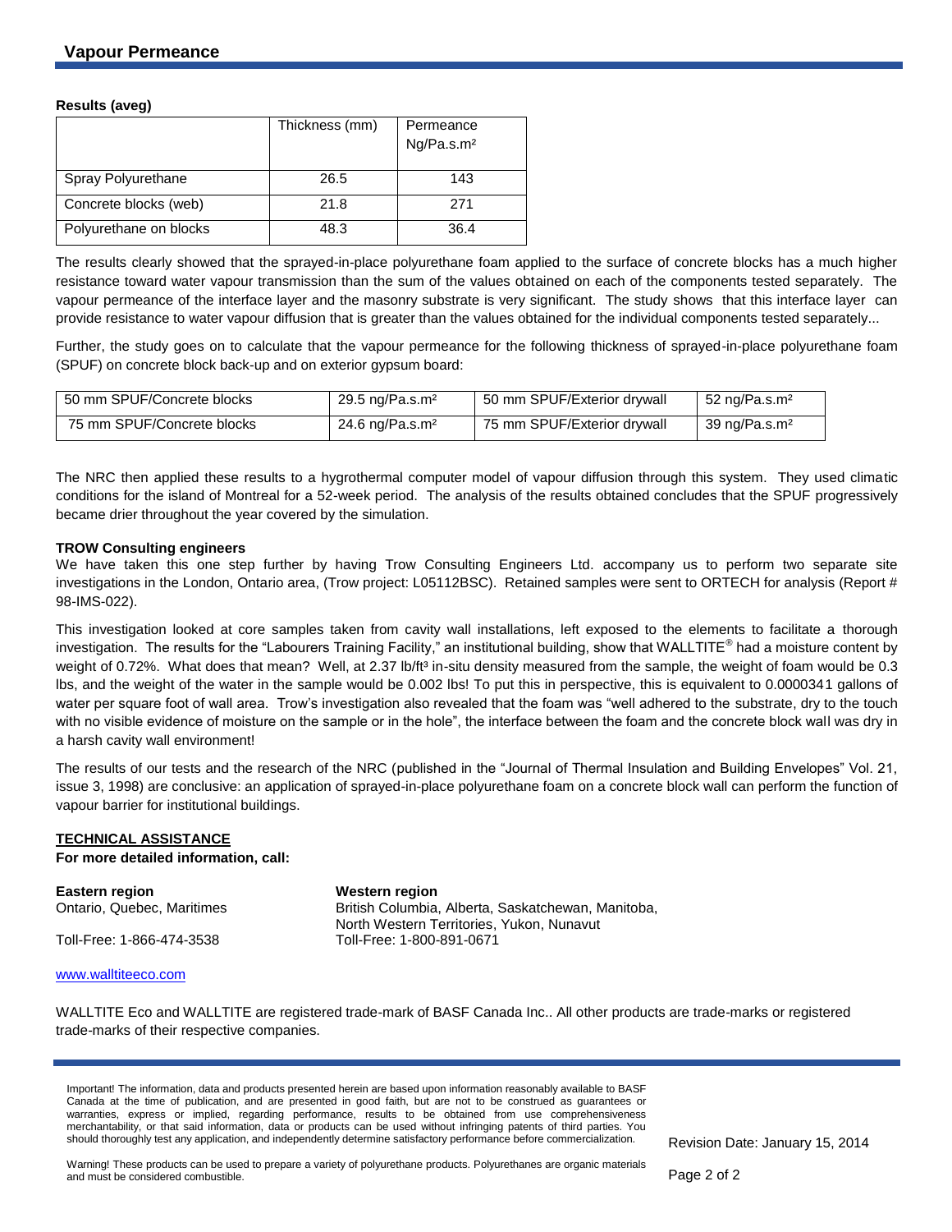## Vapour Permeance

**Results (aveg)**

| | Thickness (mm) | Permeance Ng/Pa.s.m² |
|---|---|---|
| Spray Polyurethane | 26.5 | 143 |
| Concrete blocks (web) | 21.8 | 271 |
| Polyurethane on blocks | 48.3 | 36.4 |

The results clearly showed that the sprayed-in-place polyurethane foam applied to the surface of concrete blocks has a much higher resistance toward water vapour transmission than the sum of the values obtained on each of the components tested separately. The vapour permeance of the interface layer and the masonry substrate is very significant. The study shows that this interface layer can provide resistance to water vapour diffusion that is greater than the values obtained for the individual components tested separately...

Further, the study goes on to calculate that the vapour permeance for the following thickness of sprayed-in-place polyurethane foam (SPUF) on concrete block back-up and on exterior gypsum board:

| | | | |
|---|---|---|---|
| 50 mm SPUF/Concrete blocks | 29.5 ng/Pa.s.m² | 50 mm SPUF/Exterior drywall | 52 ng/Pa.s.m² |
| 75 mm SPUF/Concrete blocks | 24.6 ng/Pa.s.m² | 75 mm SPUF/Exterior drywall | 39 ng/Pa.s.m² |

The NRC then applied these results to a hygrothermal computer model of vapour diffusion through this system. They used climatic conditions for the island of Montreal for a 52-week period. The analysis of the results obtained concludes that the SPUF progressively became drier throughout the year covered by the simulation.

**TROW Consulting engineers**

We have taken this one step further by having Trow Consulting Engineers Ltd. accompany us to perform two separate site investigations in the London, Ontario area, (Trow project: L05112BSC). Retained samples were sent to ORTECH for analysis (Report # 98-IMS-022).

This investigation looked at core samples taken from cavity wall installations, left exposed to the elements to facilitate a thorough investigation. The results for the "Labourers Training Facility," an institutional building, show that WALLTITE® had a moisture content by weight of 0.72%. What does that mean? Well, at 2.37 lb/ft³ in-situ density measured from the sample, the weight of foam would be 0.3 lbs, and the weight of the water in the sample would be 0.002 lbs! To put this in perspective, this is equivalent to 0.0000341 gallons of water per square foot of wall area. Trow's investigation also revealed that the foam was "well adhered to the substrate, dry to the touch with no visible evidence of moisture on the sample or in the hole", the interface between the foam and the concrete block wall was dry in a harsh cavity wall environment!

The results of our tests and the research of the NRC (published in the "Journal of Thermal Insulation and Building Envelopes" Vol. 21, issue 3, 1998) are conclusive: an application of sprayed-in-place polyurethane foam on a concrete block wall can perform the function of vapour barrier for institutional buildings.

**TECHNICAL ASSISTANCE**

**For more detailed information, call:**

**Eastern region**
Ontario, Quebec, Maritimes
Toll-Free: 1-866-474-3538

**Western region**
British Columbia, Alberta, Saskatchewan, Manitoba, North Western Territories, Yukon, Nunavut
Toll-Free: 1-800-891-0671

www.walltiteeco.com

WALLTITE Eco and WALLTITE are registered trade-mark of BASF Canada Inc.. All other products are trade-marks or registered trade-marks of their respective companies.

Important! The information, data and products presented herein are based upon information reasonably available to BASF Canada at the time of publication, and are presented in good faith, but are not to be construed as guarantees or warranties, express or implied, regarding performance, results to be obtained from use comprehensiveness merchantability, or that said information, data or products can be used without infringing patents of third parties. You should thoroughly test any application, and independently determine satisfactory performance before commercialization.

Warning! These products can be used to prepare a variety of polyurethane products. Polyurethanes are organic materials and must be considered combustible.

Revision Date: January 15, 2014